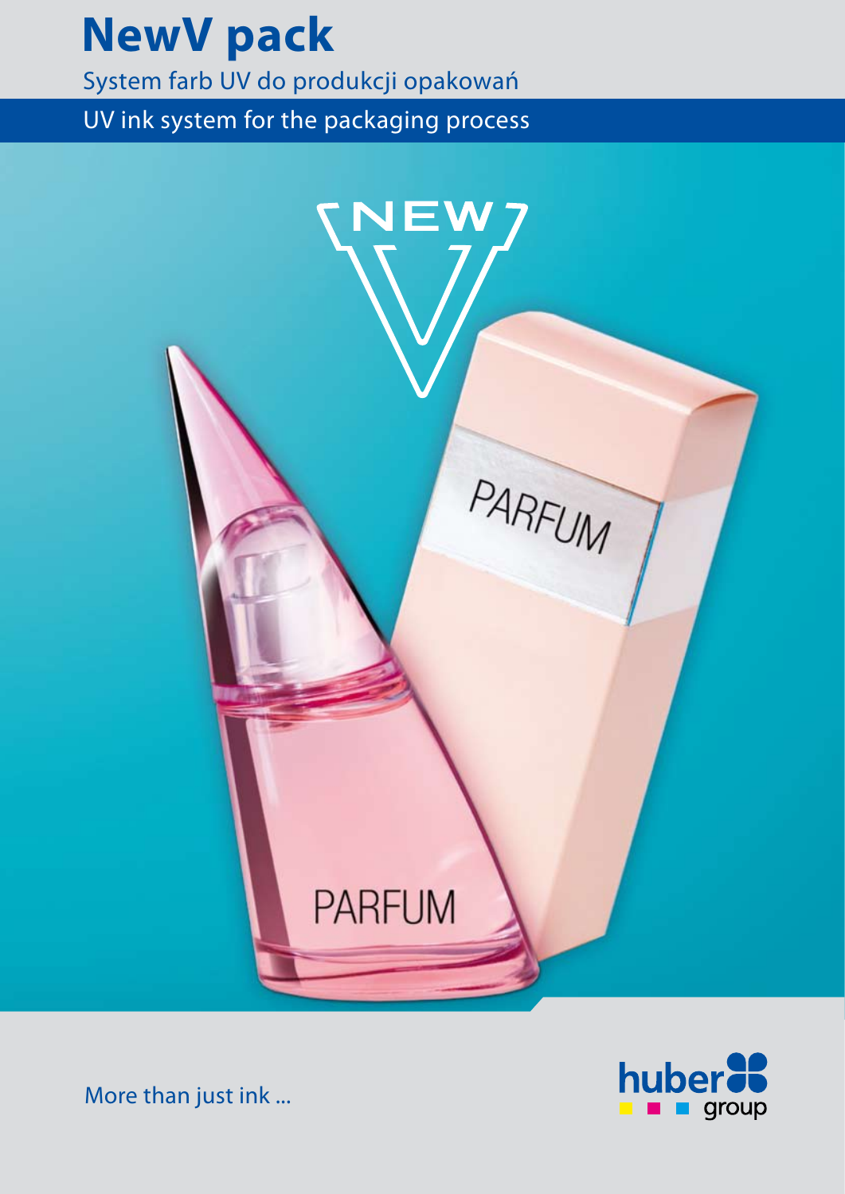# NewV pack

System farb UV do produkcji opakowań

UV ink system for the packaging process

More than just ink ...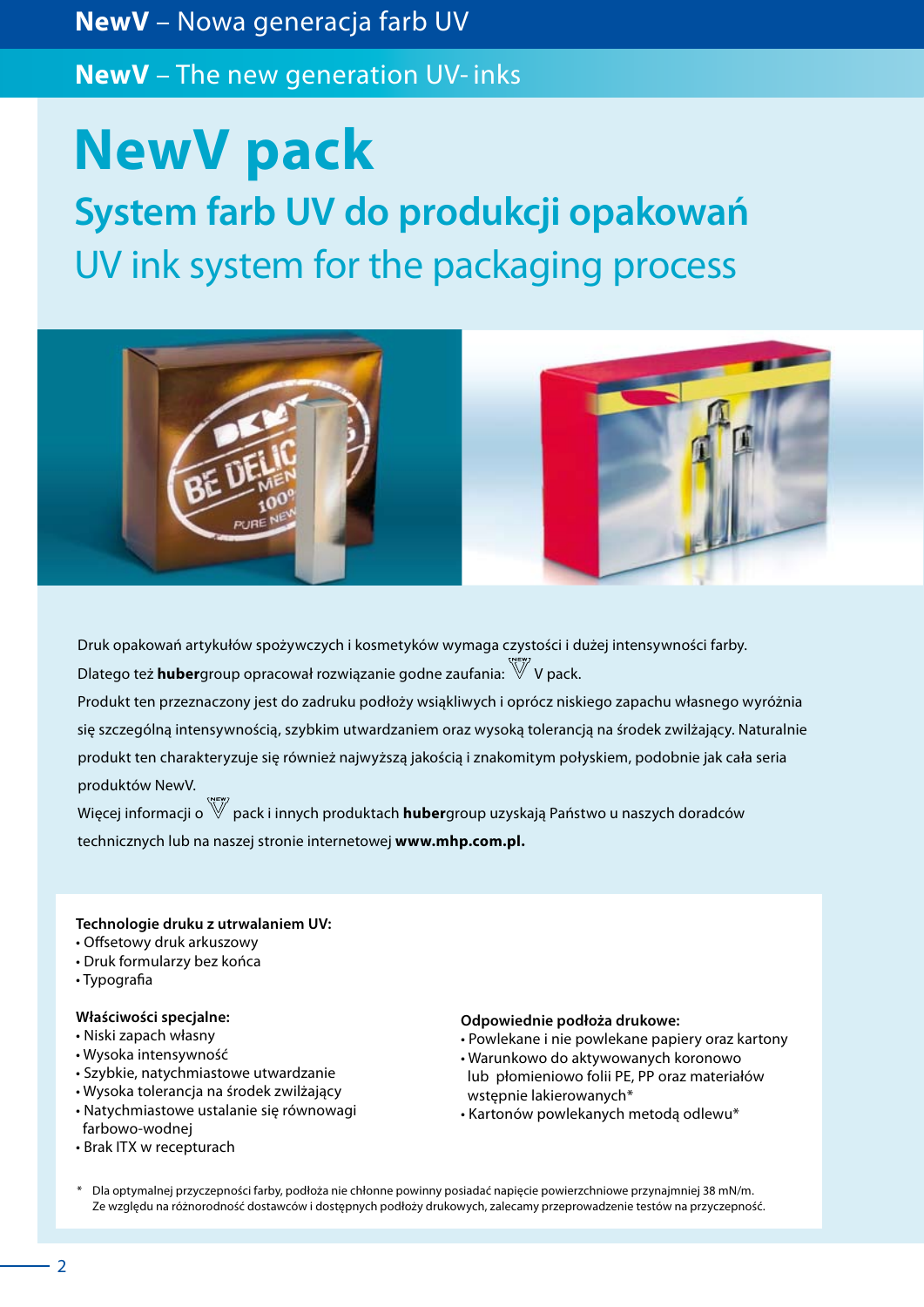**NewV** – Nowa generacja farb UV

**NewV** – The new generation UV- inks

# NewV pack

## System farb UV do produkcji opakowań

## UV ink system for the packaging process

Druk opakowań artykułów spożywczych i kosmetyków wymaga czystości i dużej intensywności farby. Dlatego też **huber**group opracował rozwiązanie godne zaufania: V pack.

Produkt ten przeznaczony jest do zadruku podłoży wsiąkliwych i oprócz niskiego zapachu własnego wyróżnia się szczególną intensywnością, szybkim utwardzaniem oraz wysoką tolerancją na środek zwilżający. Naturalnie produkt ten charakteryzuje się również najwyższą jakością i znakomitym połyskiem, podobnie jak cała seria produktów NewV.

Więcej informacji o V pack i innych produktach **huber**group uzyskają Państwo u naszych doradców technicznych lub na naszej stronie internetowej **www.mhp.com.pl.**

**Technologie druku z utrwalaniem UV:**
- Offsetowy druk arkuszowy
- Druk formularzy bez końca
- Typografia

**Właściwości specjalne:**
- Niski zapach własny
- Wysoka intensywność
- Szybkie, natychmiastowe utwardzanie
- Wysoka tolerancja na środek zwilżający
- Natychmiastowe ustalanie się równowagi farbowo-wodnej
- Brak ITX w recepturach

**Odpowiednie podłoża drukowe:**
- Powlekane i nie powlekane papiery oraz kartony
- Warunkowo do aktywowanych koronowo lub płomieniowo folii PE, PP oraz materiałów wstępnie lakierowanych*
- Kartonów powlekanych metodą odlewu*

\* Dla optymalnej przyczepności farby, podłoża nie chłonne powinny posiadać napięcie powierzchniowe przynajmniej 38 mN/m. Ze względu na różnorodność dostawców i dostępnych podłoży drukowych, zalecamy przeprowadzenie testów na przyczepność.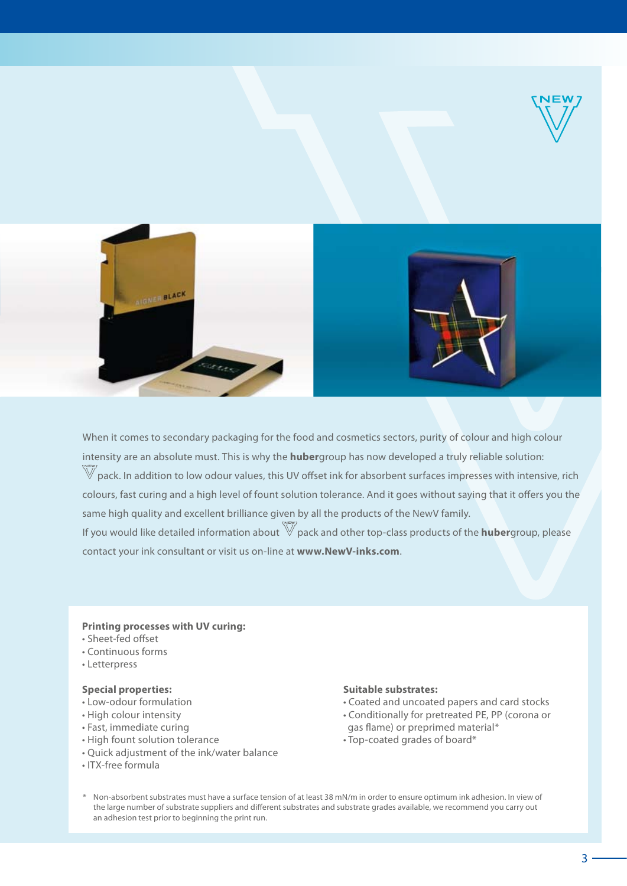When it comes to secondary packaging for the food and cosmetics sectors, purity of colour and high colour intensity are an absolute must. This is why the **huber**group has now developed a truly reliable solution: NewV pack. In addition to low odour values, this UV offset ink for absorbent surfaces impresses with intensive, rich colours, fast curing and a high level of fount solution tolerance. And it goes without saying that it offers you the same high quality and excellent brilliance given by all the products of the NewV family.

If you would like detailed information about NewV pack and other top-class products of the **huber**group, please contact your ink consultant or visit us on-line at **www.NewV-inks.com**.

**Printing processes with UV curing:**

- Sheet-fed offset
- Continuous forms
- Letterpress

**Special properties:**

- Low-odour formulation
- High colour intensity
- Fast, immediate curing
- High fount solution tolerance
- Quick adjustment of the ink/water balance
- ITX-free formula

**Suitable substrates:**

- Coated and uncoated papers and card stocks
- Conditionally for pretreated PE, PP (corona or gas flame) or preprimed material*
- Top-coated grades of board*

\* Non-absorbent substrates must have a surface tension of at least 38 mN/m in order to ensure optimum ink adhesion. In view of the large number of substrate suppliers and different substrates and substrate grades available, we recommend you carry out an adhesion test prior to beginning the print run.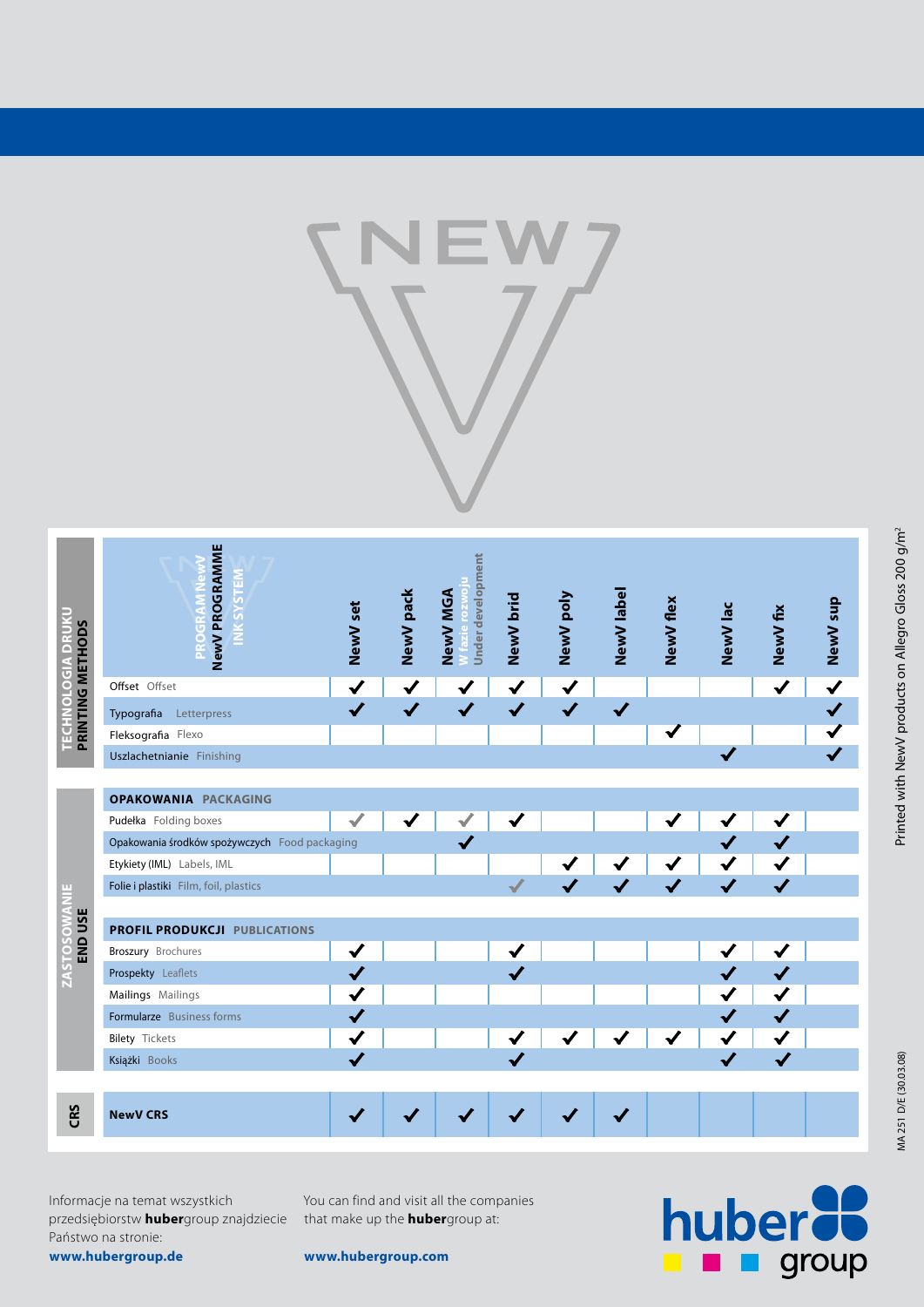# NEW V

| TECHNOLOGIA DRUKU / PRINTING METHODS | PROGRAM NewV / NewV PROGRAMME / INK SYSTEM | NewV set | NewV pack | NewV MGA (W fazie rozwoju / Under development) | NewV brid | NewV poly | NewV label | NewV flex | NewV lac | NewV fix | NewV sup |
|---|---|---|---|---|---|---|---|---|---|---|---|
| | Offset Offset | ✓ | ✓ | ✓ | ✓ | ✓ | | | | ✓ | ✓ |
| | Typografia Letterpress | ✓ | ✓ | ✓ | ✓ | ✓ | ✓ | | | | ✓ |
| | Fleksografia Flexo | | | | | | | ✓ | | | ✓ |
| | Uszlachetnianie Finishing | | | | | | | | ✓ | | ✓ |
| **ZASTOSOWANIE / END USE** | **OPAKOWANIA PACKAGING** | | | | | | | | | | |
| | Pudełka Folding boxes | ✓ | ✓ | ✓ | ✓ | | | ✓ | ✓ | ✓ | |
| | Opakowania środków spożywczych Food packaging | | | ✓ | | | | | ✓ | ✓ | |
| | Etykiety (IML) Labels, IML | | | | | ✓ | ✓ | ✓ | ✓ | ✓ | |
| | Folie i plastiki Film, foil, plastics | | | | ✓ | ✓ | ✓ | ✓ | ✓ | ✓ | |
| | **PROFIL PRODUKCJI PUBLICATIONS** | | | | | | | | | | |
| | Broszury Brochures | ✓ | | | ✓ | | | | ✓ | ✓ | |
| | Prospekty Leaflets | ✓ | | | ✓ | | | | ✓ | ✓ | |
| | Mailings Mailings | ✓ | | | | | | | ✓ | ✓ | |
| | Formularze Business forms | ✓ | | | | | | | ✓ | ✓ | |
| | Bilety Tickets | ✓ | | | ✓ | ✓ | ✓ | ✓ | ✓ | ✓ | |
| | Książki Books | ✓ | | | ✓ | | | | ✓ | ✓ | |
| **CRS** | **NewV CRS** | ✓ | ✓ | ✓ | ✓ | ✓ | ✓ | | | | |

Printed with NewV products on Allegro Gloss 200 g/m²

MA 251 D/E (30.03.08)

Informacje na temat wszystkich przedsiębiorstw **huber**group znajdziecie Państwo na stronie:
**www.hubergroup.de**

You can find and visit all the companies that make up the **huber**group at:
**www.hubergroup.com**

huber group